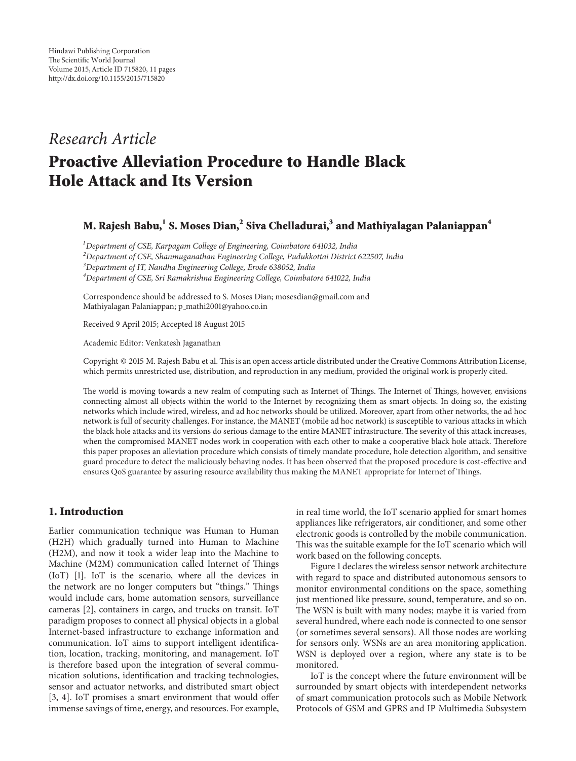Hindawi Publishing Corporation
The Scientific World Journal
Volume 2015, Article ID 715820, 11 pages
http://dx.doi.org/10.1155/2015/715820

*Research Article*

# Proactive Alleviation Procedure to Handle Black Hole Attack and Its Version

**M. Rajesh Babu,[1] S. Moses Dian,[2] Siva Chelladurai,[3] and Mathiyalagan Palaniappan[4]**

[1] *Department of CSE, Karpagam College of Engineering, Coimbatore 641032, India*
[2] *Department of CSE, Shanmuganathan Engineering College, Pudukkottai District 622507, India*
[3] *Department of IT, Nandha Engineering College, Erode 638052, India*
[4] *Department of CSE, Sri Ramakrishna Engineering College, Coimbatore 641022, India*

Correspondence should be addressed to S. Moses Dian; mosesdian@gmail.com and Mathiyalagan Palaniappan; p_mathi2001@yahoo.co.in

Received 9 April 2015; Accepted 18 August 2015

Academic Editor: Venkatesh Jaganathan

Copyright © 2015 M. Rajesh Babu et al. This is an open access article distributed under the Creative Commons Attribution License, which permits unrestricted use, distribution, and reproduction in any medium, provided the original work is properly cited.

The world is moving towards a new realm of computing such as Internet of Things. The Internet of Things, however, envisions connecting almost all objects within the world to the Internet by recognizing them as smart objects. In doing so, the existing networks which include wired, wireless, and ad hoc networks should be utilized. Moreover, apart from other networks, the ad hoc network is full of security challenges. For instance, the MANET (mobile ad hoc network) is susceptible to various attacks in which the black hole attacks and its versions do serious damage to the entire MANET infrastructure. The severity of this attack increases, when the compromised MANET nodes work in cooperation with each other to make a cooperative black hole attack. Therefore this paper proposes an alleviation procedure which consists of timely mandate procedure, hole detection algorithm, and sensitive guard procedure to detect the maliciously behaving nodes. It has been observed that the proposed procedure is cost-effective and ensures QoS guarantee by assuring resource availability thus making the MANET appropriate for Internet of Things.

## 1. Introduction

Earlier communication technique was Human to Human (H2H) which gradually turned into Human to Machine (H2M), and now it took a wider leap into the Machine to Machine (M2M) communication called Internet of Things (IoT) [1]. IoT is the scenario, where all the devices in the network are no longer computers but “things.” Things would include cars, home automation sensors, surveillance cameras [2], containers in cargo, and trucks on transit. IoT paradigm proposes to connect all physical objects in a global Internet-based infrastructure to exchange information and communication. IoT aims to support intelligent identification, location, tracking, monitoring, and management. IoT is therefore based upon the integration of several communication solutions, identification and tracking technologies, sensor and actuator networks, and distributed smart object [3, 4]. IoT promises a smart environment that would offer immense savings of time, energy, and resources. For example, in real time world, the IoT scenario applied for smart homes appliances like refrigerators, air conditioner, and some other electronic goods is controlled by the mobile communication. This was the suitable example for the IoT scenario which will work based on the following concepts.

Figure 1 declares the wireless sensor network architecture with regard to space and distributed autonomous sensors to monitor environmental conditions on the space, something just mentioned like pressure, sound, temperature, and so on. The WSN is built with many nodes; maybe it is varied from several hundred, where each node is connected to one sensor (or sometimes several sensors). All those nodes are working for sensors only. WSNs are an area monitoring application. WSN is deployed over a region, where any state is to be monitored.

IoT is the concept where the future environment will be surrounded by smart objects with interdependent networks of smart communication protocols such as Mobile Network Protocols of GSM and GPRS and IP Multimedia Subsystem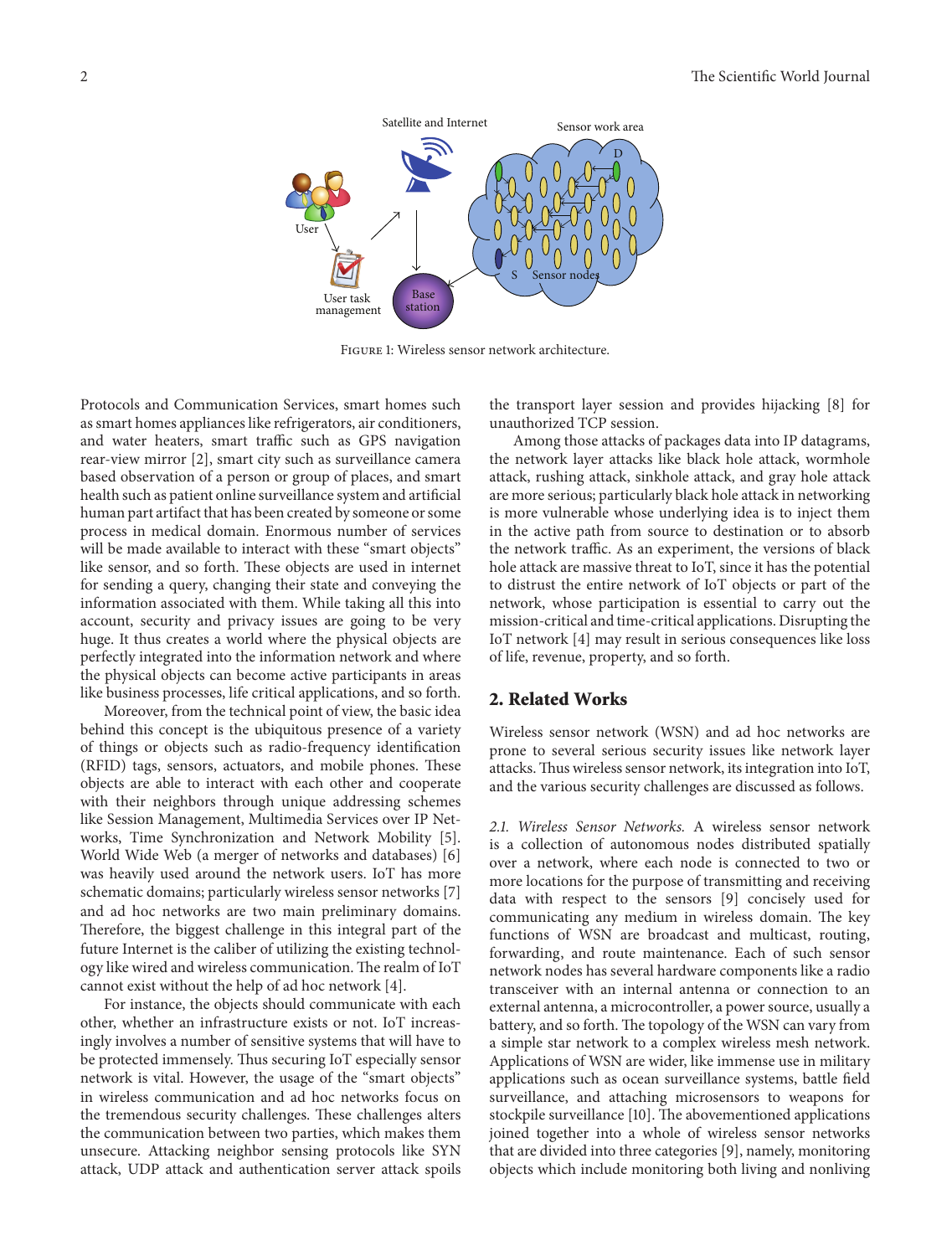Satellite and Internet

Sensor work area

User

User task management

Base station

S

D

Sensor nodes

Figure 1: Wireless sensor network architecture.

Protocols and Communication Services, smart homes such as smart homes appliances like refrigerators, air conditioners, and water heaters, smart traffic such as GPS navigation rear-view mirror [2], smart city such as surveillance camera based observation of a person or group of places, and smart health such as patient online surveillance system and artificial human part artifact that has been created by someone or some process in medical domain. Enormous number of services will be made available to interact with these "smart objects" like sensor, and so forth. These objects are used in internet for sending a query, changing their state and conveying the information associated with them. While taking all this into account, security and privacy issues are going to be very huge. It thus creates a world where the physical objects are perfectly integrated into the information network and where the physical objects can become active participants in areas like business processes, life critical applications, and so forth.

Moreover, from the technical point of view, the basic idea behind this concept is the ubiquitous presence of a variety of things or objects such as radio-frequency identification (RFID) tags, sensors, actuators, and mobile phones. These objects are able to interact with each other and cooperate with their neighbors through unique addressing schemes like Session Management, Multimedia Services over IP Networks, Time Synchronization and Network Mobility [5]. World Wide Web (a merger of networks and databases) [6] was heavily used around the network users. IoT has more schematic domains; particularly wireless sensor networks [7] and ad hoc networks are two main preliminary domains. Therefore, the biggest challenge in this integral part of the future Internet is the caliber of utilizing the existing technology like wired and wireless communication. The realm of IoT cannot exist without the help of ad hoc network [4].

For instance, the objects should communicate with each other, whether an infrastructure exists or not. IoT increasingly involves a number of sensitive systems that will have to be protected immensely. Thus securing IoT especially sensor network is vital. However, the usage of the "smart objects" in wireless communication and ad hoc networks focus on the tremendous security challenges. These challenges alters the communication between two parties, which makes them unsecure. Attacking neighbor sensing protocols like SYN attack, UDP attack and authentication server attack spoils the transport layer session and provides hijacking [8] for unauthorized TCP session.

Among those attacks of packages data into IP datagrams, the network layer attacks like black hole attack, wormhole attack, rushing attack, sinkhole attack, and gray hole attack are more serious; particularly black hole attack in networking is more vulnerable whose underlying idea is to inject them in the active path from source to destination or to absorb the network traffic. As an experiment, the versions of black hole attack are massive threat to IoT, since it has the potential to distrust the entire network of IoT objects or part of the network, whose participation is essential to carry out the mission-critical and time-critical applications. Disrupting the IoT network [4] may result in serious consequences like loss of life, revenue, property, and so forth.

## 2. Related Works

Wireless sensor network (WSN) and ad hoc networks are prone to several serious security issues like network layer attacks. Thus wireless sensor network, its integration into IoT, and the various security challenges are discussed as follows.

*2.1. Wireless Sensor Networks.* A wireless sensor network is a collection of autonomous nodes distributed spatially over a network, where each node is connected to two or more locations for the purpose of transmitting and receiving data with respect to the sensors [9] concisely used for communicating any medium in wireless domain. The key functions of WSN are broadcast and multicast, routing, forwarding, and route maintenance. Each of such sensor network nodes has several hardware components like a radio transceiver with an internal antenna or connection to an external antenna, a microcontroller, a power source, usually a battery, and so forth. The topology of the WSN can vary from a simple star network to a complex wireless mesh network. Applications of WSN are wider, like immense use in military applications such as ocean surveillance systems, battle field surveillance, and attaching microsensors to weapons for stockpile surveillance [10]. The abovementioned applications joined together into a whole of wireless sensor networks that are divided into three categories [9], namely, monitoring objects which include monitoring both living and nonliving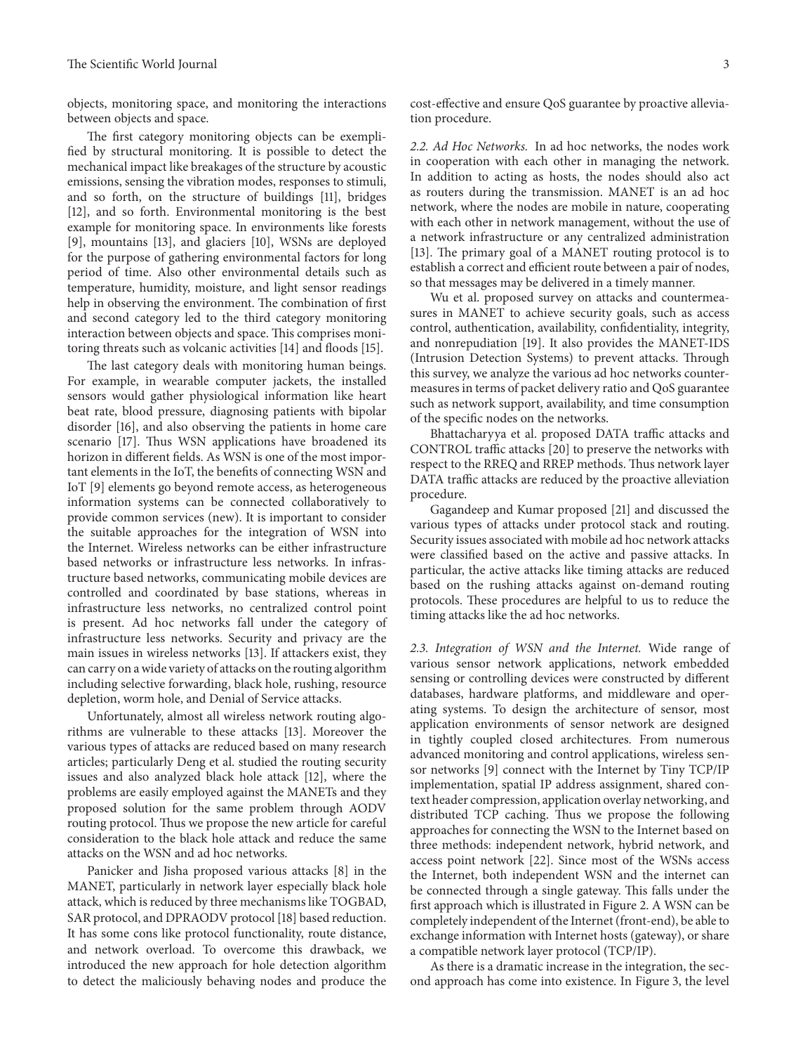objects, monitoring space, and monitoring the interactions between objects and space.

The first category monitoring objects can be exemplified by structural monitoring. It is possible to detect the mechanical impact like breakages of the structure by acoustic emissions, sensing the vibration modes, responses to stimuli, and so forth, on the structure of buildings [11], bridges [12], and so forth. Environmental monitoring is the best example for monitoring space. In environments like forests [9], mountains [13], and glaciers [10], WSNs are deployed for the purpose of gathering environmental factors for long period of time. Also other environmental details such as temperature, humidity, moisture, and light sensor readings help in observing the environment. The combination of first and second category led to the third category monitoring interaction between objects and space. This comprises monitoring threats such as volcanic activities [14] and floods [15].

The last category deals with monitoring human beings. For example, in wearable computer jackets, the installed sensors would gather physiological information like heart beat rate, blood pressure, diagnosing patients with bipolar disorder [16], and also observing the patients in home care scenario [17]. Thus WSN applications have broadened its horizon in different fields. As WSN is one of the most important elements in the IoT, the benefits of connecting WSN and IoT [9] elements go beyond remote access, as heterogeneous information systems can be connected collaboratively to provide common services (new). It is important to consider the suitable approaches for the integration of WSN into the Internet. Wireless networks can be either infrastructure based networks or infrastructure less networks. In infrastructure based networks, communicating mobile devices are controlled and coordinated by base stations, whereas in infrastructure less networks, no centralized control point is present. Ad hoc networks fall under the category of infrastructure less networks. Security and privacy are the main issues in wireless networks [13]. If attackers exist, they can carry on a wide variety of attacks on the routing algorithm including selective forwarding, black hole, rushing, resource depletion, worm hole, and Denial of Service attacks.

Unfortunately, almost all wireless network routing algorithms are vulnerable to these attacks [13]. Moreover the various types of attacks are reduced based on many research articles; particularly Deng et al. studied the routing security issues and also analyzed black hole attack [12], where the problems are easily employed against the MANETs and they proposed solution for the same problem through AODV routing protocol. Thus we propose the new article for careful consideration to the black hole attack and reduce the same attacks on the WSN and ad hoc networks.

Panicker and Jisha proposed various attacks [8] in the MANET, particularly in network layer especially black hole attack, which is reduced by three mechanisms like TOGBAD, SAR protocol, and DPRAODV protocol [18] based reduction. It has some cons like protocol functionality, route distance, and network overload. To overcome this drawback, we introduced the new approach for hole detection algorithm to detect the maliciously behaving nodes and produce the cost-effective and ensure QoS guarantee by proactive alleviation procedure.

*2.2. Ad Hoc Networks.* In ad hoc networks, the nodes work in cooperation with each other in managing the network. In addition to acting as hosts, the nodes should also act as routers during the transmission. MANET is an ad hoc network, where the nodes are mobile in nature, cooperating with each other in network management, without the use of a network infrastructure or any centralized administration [13]. The primary goal of a MANET routing protocol is to establish a correct and efficient route between a pair of nodes, so that messages may be delivered in a timely manner.

Wu et al. proposed survey on attacks and countermeasures in MANET to achieve security goals, such as access control, authentication, availability, confidentiality, integrity, and nonrepudiation [19]. It also provides the MANET-IDS (Intrusion Detection Systems) to prevent attacks. Through this survey, we analyze the various ad hoc networks countermeasures in terms of packet delivery ratio and QoS guarantee such as network support, availability, and time consumption of the specific nodes on the networks.

Bhattacharyya et al. proposed DATA traffic attacks and CONTROL traffic attacks [20] to preserve the networks with respect to the RREQ and RREP methods. Thus network layer DATA traffic attacks are reduced by the proactive alleviation procedure.

Gagandeep and Kumar proposed [21] and discussed the various types of attacks under protocol stack and routing. Security issues associated with mobile ad hoc network attacks were classified based on the active and passive attacks. In particular, the active attacks like timing attacks are reduced based on the rushing attacks against on-demand routing protocols. These procedures are helpful to us to reduce the timing attacks like the ad hoc networks.

*2.3. Integration of WSN and the Internet.* Wide range of various sensor network applications, network embedded sensing or controlling devices were constructed by different databases, hardware platforms, and middleware and operating systems. To design the architecture of sensor, most application environments of sensor network are designed in tightly coupled closed architectures. From numerous advanced monitoring and control applications, wireless sensor networks [9] connect with the Internet by Tiny TCP/IP implementation, spatial IP address assignment, shared context header compression, application overlay networking, and distributed TCP caching. Thus we propose the following approaches for connecting the WSN to the Internet based on three methods: independent network, hybrid network, and access point network [22]. Since most of the WSNs access the Internet, both independent WSN and the internet can be connected through a single gateway. This falls under the first approach which is illustrated in Figure 2. A WSN can be completely independent of the Internet (front-end), be able to exchange information with Internet hosts (gateway), or share a compatible network layer protocol (TCP/IP).

As there is a dramatic increase in the integration, the second approach has come into existence. In Figure 3, the level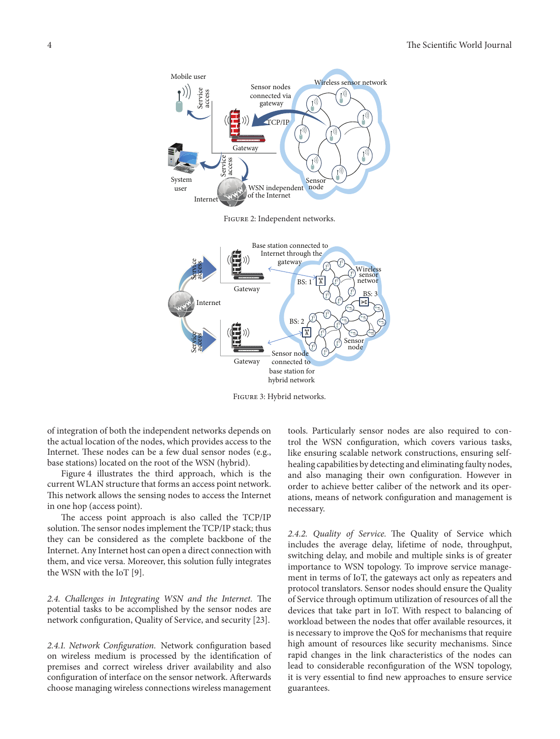FIGURE 2: Independent networks.

FIGURE 3: Hybrid networks.

of integration of both the independent networks depends on the actual location of the nodes, which provides access to the Internet. These nodes can be a few dual sensor nodes (e.g., base stations) located on the root of the WSN (hybrid).

Figure 4 illustrates the third approach, which is the current WLAN structure that forms an access point network. This network allows the sensing nodes to access the Internet in one hop (access point).

The access point approach is also called the TCP/IP solution. The sensor nodes implement the TCP/IP stack; thus they can be considered as the complete backbone of the Internet. Any Internet host can open a direct connection with them, and vice versa. Moreover, this solution fully integrates the WSN with the IoT [9].

*2.4. Challenges in Integrating WSN and the Internet.* The potential tasks to be accomplished by the sensor nodes are network configuration, Quality of Service, and security [23].

*2.4.1. Network Configuration.* Network configuration based on wireless medium is processed by the identification of premises and correct wireless driver availability and also configuration of interface on the sensor network. Afterwards choose managing wireless connections wireless management tools. Particularly sensor nodes are also required to control the WSN configuration, which covers various tasks, like ensuring scalable network constructions, ensuring self-healing capabilities by detecting and eliminating faulty nodes, and also managing their own configuration. However in order to achieve better caliber of the network and its operations, means of network configuration and management is necessary.

*2.4.2. Quality of Service.* The Quality of Service which includes the average delay, lifetime of node, throughput, switching delay, and mobile and multiple sinks is of greater importance to WSN topology. To improve service management in terms of IoT, the gateways act only as repeaters and protocol translators. Sensor nodes should ensure the Quality of Service through optimum utilization of resources of all the devices that take part in IoT. With respect to balancing of workload between the nodes that offer available resources, it is necessary to improve the QoS for mechanisms that require high amount of resources like security mechanisms. Since rapid changes in the link characteristics of the nodes can lead to considerable reconfiguration of the WSN topology, it is very essential to find new approaches to ensure service guarantees.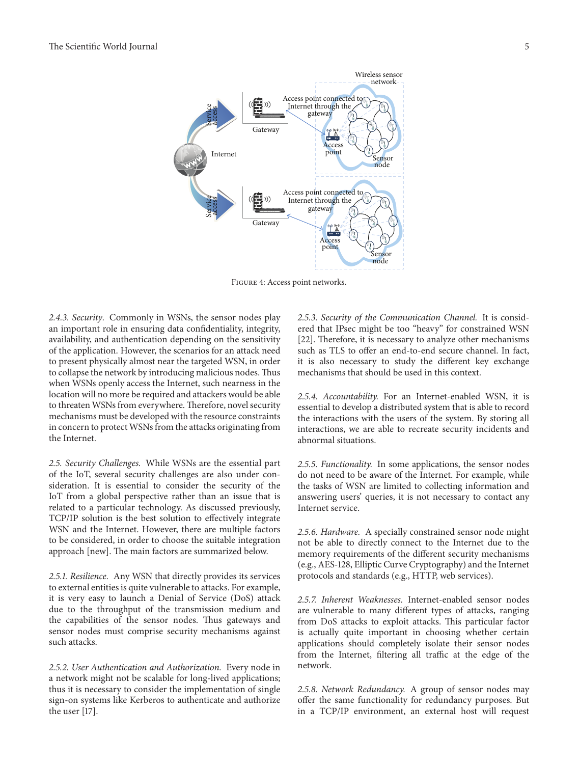Figure 4: Access point networks.

#### 2.4.3. Security.

Commonly in WSNs, the sensor nodes play an important role in ensuring data confidentiality, integrity, availability, and authentication depending on the sensitivity of the application. However, the scenarios for an attack need to present physically almost near the targeted WSN, in order to collapse the network by introducing malicious nodes. Thus when WSNs openly access the Internet, such nearness in the location will no more be required and attackers would be able to threaten WSNs from everywhere. Therefore, novel security mechanisms must be developed with the resource constraints in concern to protect WSNs from the attacks originating from the Internet.

### 2.5. Security Challenges.

While WSNs are the essential part of the IoT, several security challenges are also under consideration. It is essential to consider the security of the IoT from a global perspective rather than an issue that is related to a particular technology. As discussed previously, TCP/IP solution is the best solution to effectively integrate WSN and the Internet. However, there are multiple factors to be considered, in order to choose the suitable integration approach [new]. The main factors are summarized below.

#### 2.5.1. Resilience.

Any WSN that directly provides its services to external entities is quite vulnerable to attacks. For example, it is very easy to launch a Denial of Service (DoS) attack due to the throughput of the transmission medium and the capabilities of the sensor nodes. Thus gateways and sensor nodes must comprise security mechanisms against such attacks.

#### 2.5.2. User Authentication and Authorization.

Every node in a network might not be scalable for long-lived applications; thus it is necessary to consider the implementation of single sign-on systems like Kerberos to authenticate and authorize the user [17].

#### 2.5.3. Security of the Communication Channel.

It is considered that IPsec might be too "heavy" for constrained WSN [22]. Therefore, it is necessary to analyze other mechanisms such as TLS to offer an end-to-end secure channel. In fact, it is also necessary to study the different key exchange mechanisms that should be used in this context.

#### 2.5.4. Accountability.

For an Internet-enabled WSN, it is essential to develop a distributed system that is able to record the interactions with the users of the system. By storing all interactions, we are able to recreate security incidents and abnormal situations.

#### 2.5.5. Functionality.

In some applications, the sensor nodes do not need to be aware of the Internet. For example, while the tasks of WSN are limited to collecting information and answering users' queries, it is not necessary to contact any Internet service.

#### 2.5.6. Hardware.

A specially constrained sensor node might not be able to directly connect to the Internet due to the memory requirements of the different security mechanisms (e.g., AES-128, Elliptic Curve Cryptography) and the Internet protocols and standards (e.g., HTTP, web services).

#### 2.5.7. Inherent Weaknesses.

Internet-enabled sensor nodes are vulnerable to many different types of attacks, ranging from DoS attacks to exploit attacks. This particular factor is actually quite important in choosing whether certain applications should completely isolate their sensor nodes from the Internet, filtering all traffic at the edge of the network.

#### 2.5.8. Network Redundancy.

A group of sensor nodes may offer the same functionality for redundancy purposes. But in a TCP/IP environment, an external host will request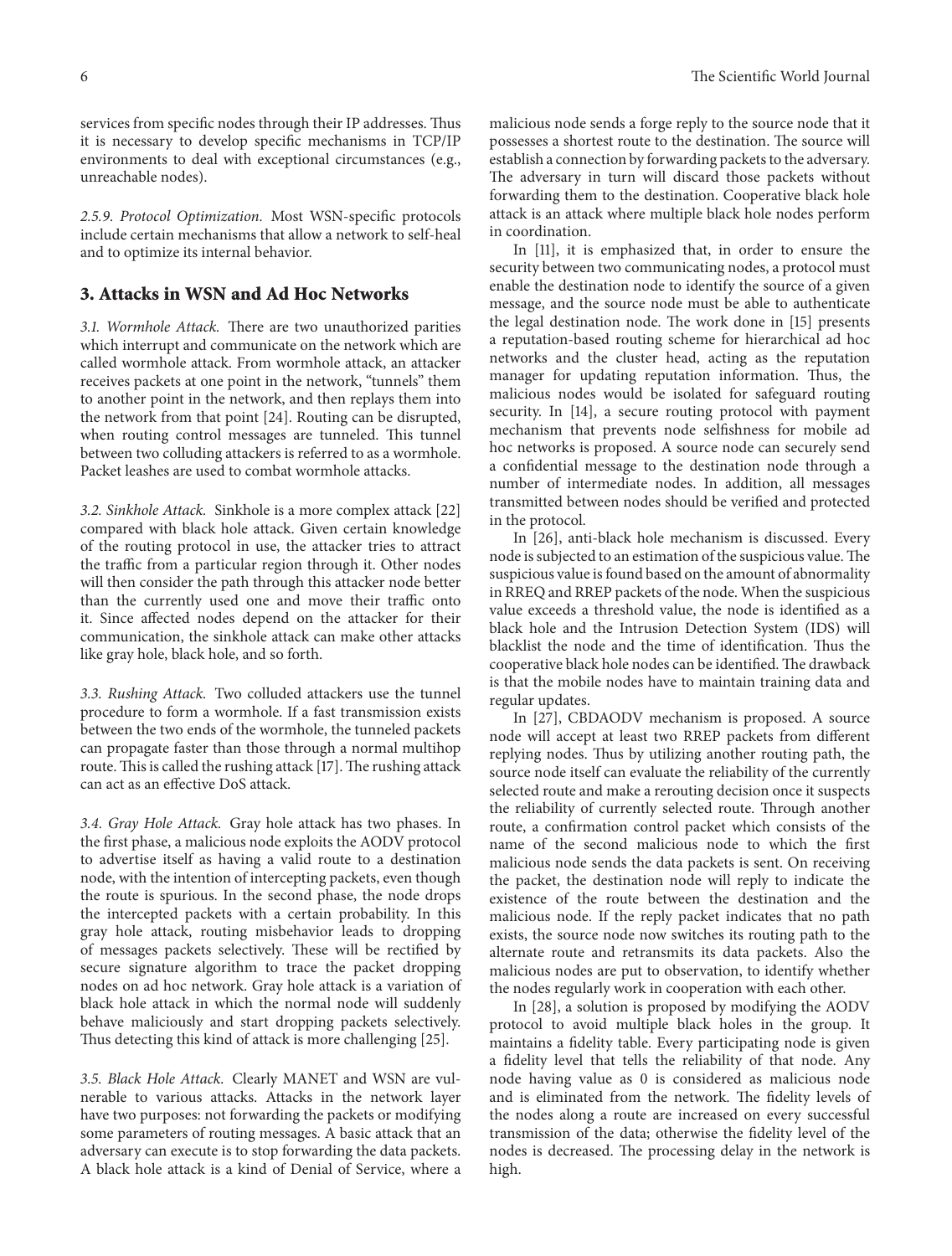services from specific nodes through their IP addresses. Thus it is necessary to develop specific mechanisms in TCP/IP environments to deal with exceptional circumstances (e.g., unreachable nodes).

*2.5.9. Protocol Optimization.* Most WSN-specific protocols include certain mechanisms that allow a network to self-heal and to optimize its internal behavior.

## 3. Attacks in WSN and Ad Hoc Networks

*3.1. Wormhole Attack.* There are two unauthorized parities which interrupt and communicate on the network which are called wormhole attack. From wormhole attack, an attacker receives packets at one point in the network, "tunnels" them to another point in the network, and then replays them into the network from that point [24]. Routing can be disrupted, when routing control messages are tunneled. This tunnel between two colluding attackers is referred to as a wormhole. Packet leashes are used to combat wormhole attacks.

*3.2. Sinkhole Attack.* Sinkhole is a more complex attack [22] compared with black hole attack. Given certain knowledge of the routing protocol in use, the attacker tries to attract the traffic from a particular region through it. Other nodes will then consider the path through this attacker node better than the currently used one and move their traffic onto it. Since affected nodes depend on the attacker for their communication, the sinkhole attack can make other attacks like gray hole, black hole, and so forth.

*3.3. Rushing Attack.* Two colluded attackers use the tunnel procedure to form a wormhole. If a fast transmission exists between the two ends of the wormhole, the tunneled packets can propagate faster than those through a normal multihop route. This is called the rushing attack [17]. The rushing attack can act as an effective DoS attack.

*3.4. Gray Hole Attack.* Gray hole attack has two phases. In the first phase, a malicious node exploits the AODV protocol to advertise itself as having a valid route to a destination node, with the intention of intercepting packets, even though the route is spurious. In the second phase, the node drops the intercepted packets with a certain probability. In this gray hole attack, routing misbehavior leads to dropping of messages packets selectively. These will be rectified by secure signature algorithm to trace the packet dropping nodes on ad hoc network. Gray hole attack is a variation of black hole attack in which the normal node will suddenly behave maliciously and start dropping packets selectively. Thus detecting this kind of attack is more challenging [25].

*3.5. Black Hole Attack.* Clearly MANET and WSN are vulnerable to various attacks. Attacks in the network layer have two purposes: not forwarding the packets or modifying some parameters of routing messages. A basic attack that an adversary can execute is to stop forwarding the data packets. A black hole attack is a kind of Denial of Service, where a malicious node sends a forge reply to the source node that it possesses a shortest route to the destination. The source will establish a connection by forwarding packets to the adversary. The adversary in turn will discard those packets without forwarding them to the destination. Cooperative black hole attack is an attack where multiple black hole nodes perform in coordination.

In [11], it is emphasized that, in order to ensure the security between two communicating nodes, a protocol must enable the destination node to identify the source of a given message, and the source node must be able to authenticate the legal destination node. The work done in [15] presents a reputation-based routing scheme for hierarchical ad hoc networks and the cluster head, acting as the reputation manager for updating reputation information. Thus, the malicious nodes would be isolated for safeguard routing security. In [14], a secure routing protocol with payment mechanism that prevents node selfishness for mobile ad hoc networks is proposed. A source node can securely send a confidential message to the destination node through a number of intermediate nodes. In addition, all messages transmitted between nodes should be verified and protected in the protocol.

In [26], anti-black hole mechanism is discussed. Every node is subjected to an estimation of the suspicious value. The suspicious value is found based on the amount of abnormality in RREQ and RREP packets of the node. When the suspicious value exceeds a threshold value, the node is identified as a black hole and the Intrusion Detection System (IDS) will blacklist the node and the time of identification. Thus the cooperative black hole nodes can be identified. The drawback is that the mobile nodes have to maintain training data and regular updates.

In [27], CBDAODV mechanism is proposed. A source node will accept at least two RREP packets from different replying nodes. Thus by utilizing another routing path, the source node itself can evaluate the reliability of the currently selected route and make a rerouting decision once it suspects the reliability of currently selected route. Through another route, a confirmation control packet which consists of the name of the second malicious node to which the first malicious node sends the data packets is sent. On receiving the packet, the destination node will reply to indicate the existence of the route between the destination and the malicious node. If the reply packet indicates that no path exists, the source node now switches its routing path to the alternate route and retransmits its data packets. Also the malicious nodes are put to observation, to identify whether the nodes regularly work in cooperation with each other.

In [28], a solution is proposed by modifying the AODV protocol to avoid multiple black holes in the group. It maintains a fidelity table. Every participating node is given a fidelity level that tells the reliability of that node. Any node having value as 0 is considered as malicious node and is eliminated from the network. The fidelity levels of the nodes along a route are increased on every successful transmission of the data; otherwise the fidelity level of the nodes is decreased. The processing delay in the network is high.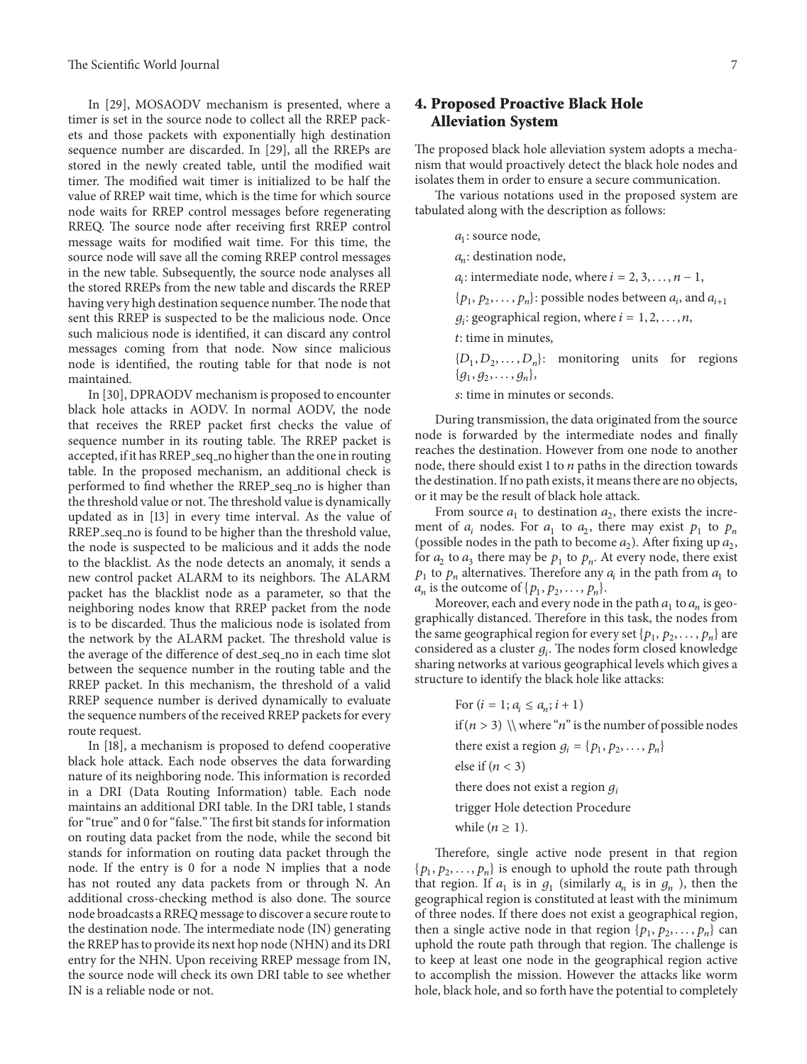In [29], MOSAODV mechanism is presented, where a timer is set in the source node to collect all the RREP packets and those packets with exponentially high destination sequence number are discarded. In [29], all the RREPs are stored in the newly created table, until the modified wait timer. The modified wait timer is initialized to be half the value of RREP wait time, which is the time for which source node waits for RREP control messages before regenerating RREQ. The source node after receiving first RREP control message waits for modified wait time. For this time, the source node will save all the coming RREP control messages in the new table. Subsequently, the source node analyses all the stored RREPs from the new table and discards the RREP having very high destination sequence number. The node that sent this RREP is suspected to be the malicious node. Once such malicious node is identified, it can discard any control messages coming from that node. Now since malicious node is identified, the routing table for that node is not maintained.

In [30], DPRAODV mechanism is proposed to encounter black hole attacks in AODV. In normal AODV, the node that receives the RREP packet first checks the value of sequence number in its routing table. The RREP packet is accepted, if it has RREP_seq_no higher than the one in routing table. In the proposed mechanism, an additional check is performed to find whether the RREP_seq_no is higher than the threshold value or not. The threshold value is dynamically updated as in [13] in every time interval. As the value of RREP_seq_no is found to be higher than the threshold value, the node is suspected to be malicious and it adds the node to the blacklist. As the node detects an anomaly, it sends a new control packet ALARM to its neighbors. The ALARM packet has the blacklist node as a parameter, so that the neighboring nodes know that RREP packet from the node is to be discarded. Thus the malicious node is isolated from the network by the ALARM packet. The threshold value is the average of the difference of dest_seq_no in each time slot between the sequence number in the routing table and the RREP packet. In this mechanism, the threshold of a valid RREP sequence number is derived dynamically to evaluate the sequence numbers of the received RREP packets for every route request.

In [18], a mechanism is proposed to defend cooperative black hole attack. Each node observes the data forwarding nature of its neighboring node. This information is recorded in a DRI (Data Routing Information) table. Each node maintains an additional DRI table. In the DRI table, 1 stands for "true" and 0 for "false." The first bit stands for information on routing data packet from the node, while the second bit stands for information on routing data packet through the node. If the entry is 0 for a node N implies that a node has not routed any data packets from or through N. An additional cross-checking method is also done. The source node broadcasts a RREQ message to discover a secure route to the destination node. The intermediate node (IN) generating the RREP has to provide its next hop node (NHN) and its DRI entry for the NHN. Upon receiving RREP message from IN, the source node will check its own DRI table to see whether IN is a reliable node or not.

## 4. Proposed Proactive Black Hole Alleviation System

The proposed black hole alleviation system adopts a mechanism that would proactively detect the black hole nodes and isolates them in order to ensure a secure communication.

The various notations used in the proposed system are tabulated along with the description as follows:

$a_1$: source node,

$a_n$: destination node,

$a_i$: intermediate node, where $i = 2, 3, \ldots, n-1$,

$\{p_1, p_2, \ldots, p_n\}$: possible nodes between $a_i$, and $a_{i+1}$

$g_i$: geographical region, where $i = 1, 2, \ldots, n$,

$t$: time in minutes,

$\{D_1, D_2, \ldots, D_n\}$: monitoring units for regions $\{g_1, g_2, \ldots, g_n\}$,

$s$: time in minutes or seconds.

During transmission, the data originated from the source node is forwarded by the intermediate nodes and finally reaches the destination. However from one node to another node, there should exist 1 to $n$ paths in the direction towards the destination. If no path exists, it means there are no objects, or it may be the result of black hole attack.

From source $a_1$ to destination $a_2$, there exists the increment of $a_i$ nodes. For $a_1$ to $a_2$, there may exist $p_1$ to $p_n$ (possible nodes in the path to become $a_2$). After fixing up $a_2$, for $a_2$ to $a_3$ there may be $p_1$ to $p_n$. At every node, there exist $p_1$ to $p_n$ alternatives. Therefore any $a_i$ in the path from $a_1$ to $a_n$ is the outcome of $\{p_1, p_2, \ldots, p_n\}$.

Moreover, each and every node in the path $a_1$ to $a_n$ is geographically distanced. Therefore in this task, the nodes from the same geographical region for every set $\{p_1, p_2, \ldots, p_n\}$ are considered as a cluster $g_i$. The nodes form closed knowledge sharing networks at various geographical levels which gives a structure to identify the black hole like attacks:

For $(i = 1; a_i \leq a_n; i + 1)$

if $(n > 3)$ \\ where "$n$" is the number of possible nodes

there exist a region $g_i = \{p_1, p_2, \ldots, p_n\}$

else if $(n < 3)$

there does not exist a region $g_i$

trigger Hole detection Procedure

while $(n \geq 1)$.

Therefore, single active node present in that region $\{p_1, p_2, \ldots, p_n\}$ is enough to uphold the route path through that region. If $a_1$ is in $g_1$ (similarly $a_n$ is in $g_n$ ), then the geographical region is constituted at least with the minimum of three nodes. If there does not exist a geographical region, then a single active node in that region $\{p_1, p_2, \ldots, p_n\}$ can uphold the route path through that region. The challenge is to keep at least one node in the geographical region active to accomplish the mission. However the attacks like worm hole, black hole, and so forth have the potential to completely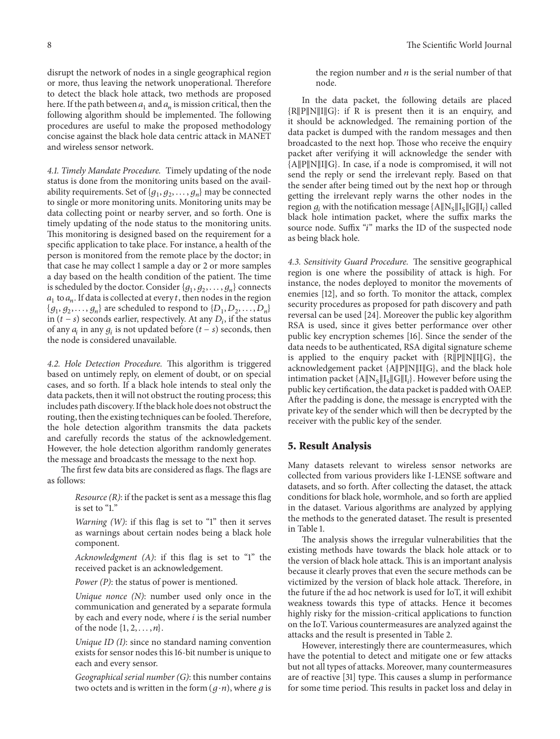disrupt the network of nodes in a single geographical region or more, thus leaving the network unoperational. Therefore to detect the black hole attack, two methods are proposed here. If the path between $a_1$ and $a_n$ is mission critical, then the following algorithm should be implemented. The following procedures are useful to make the proposed methodology concise against the black hole data centric attack in MANET and wireless sensor network.

*4.1. Timely Mandate Procedure.* Timely updating of the node status is done from the monitoring units based on the availability requirements. Set of $\{g_1, g_2, \ldots, g_n\}$ may be connected to single or more monitoring units. Monitoring units may be data collecting point or nearby server, and so forth. One is timely updating of the node status to the monitoring units. This monitoring is designed based on the requirement for a specific application to take place. For instance, a health of the person is monitored from the remote place by the doctor; in that case he may collect 1 sample a day or 2 or more samples a day based on the health condition of the patient. The time is scheduled by the doctor. Consider $\{g_1, g_2, \ldots, g_n\}$ connects $a_1$ to $a_n$. If data is collected at every $t$, then nodes in the region $\{g_1, g_2, \ldots, g_n\}$ are scheduled to respond to $\{D_1, D_2, \ldots, D_n\}$ in $(t - s)$ seconds earlier, respectively. At any $D_i$, if the status of any $a_i$ in any $g_i$ is not updated before $(t - s)$ seconds, then the node is considered unavailable.

*4.2. Hole Detection Procedure.* This algorithm is triggered based on untimely reply, on element of doubt, or on special cases, and so forth. If a black hole intends to steal only the data packets, then it will not obstruct the routing process; this includes path discovery. If the black hole does not obstruct the routing, then the existing techniques can be fooled. Therefore, the hole detection algorithm transmits the data packets and carefully records the status of the acknowledgement. However, the hole detection algorithm randomly generates the message and broadcasts the message to the next hop.

The first few data bits are considered as flags. The flags are as follows:

*Resource (R)*: if the packet is sent as a message this flag is set to "1."

*Warning (W)*: if this flag is set to "1" then it serves as warnings about certain nodes being a black hole component.

*Acknowledgment (A)*: if this flag is set to "1" the received packet is an acknowledgement.

*Power (P)*: the status of power is mentioned.

*Unique nonce (N)*: number used only once in the communication and generated by a separate formula by each and every node, where $i$ is the serial number of the node $\{1, 2, \ldots, n\}$.

*Unique ID (I)*: since no standard naming convention exists for sensor nodes this 16-bit number is unique to each and every sensor.

*Geographical serial number (G)*: this number contains two octets and is written in the form $(g \cdot n)$, where $g$ is the region number and $n$ is the serial number of that node.

In the data packet, the following details are placed $\{R \| P \| N \| I \| G\}$: if R is present then it is an enquiry, and it should be acknowledged. The remaining portion of the data packet is dumped with the random messages and then broadcasted to the next hop. Those who receive the enquiry packet after verifying it will acknowledge the sender with $\{A \| P \| N \| I \| G\}$. In case, if a node is compromised, it will not send the reply or send the irrelevant reply. Based on that the sender after being timed out by the next hop or through getting the irrelevant reply warns the other nodes in the region $g_i$ with the notification message $\{A \| N_S \| I_S \| G \| I_i\}$ called black hole intimation packet, where the suffix marks the source node. Suffix "$i$" marks the ID of the suspected node as being black hole.

*4.3. Sensitivity Guard Procedure.* The sensitive geographical region is one where the possibility of attack is high. For instance, the nodes deployed to monitor the movements of enemies [12], and so forth. To monitor the attack, complex security procedures as proposed for path discovery and path reversal can be used [24]. Moreover the public key algorithm RSA is used, since it gives better performance over other public key encryption schemes [16]. Since the sender of the data needs to be authenticated, RSA digital signature scheme is applied to the enquiry packet with $\{R \| P \| N \| I \| G\}$, the acknowledgement packet $\{A \| P \| N \| I \| G\}$, and the black hole intimation packet $\{A \| N_S \| I_S \| G \| I_i\}$. However before using the public key certification, the data packet is padded with OAEP. After the padding is done, the message is encrypted with the private key of the sender which will then be decrypted by the receiver with the public key of the sender.

## 5. Result Analysis

Many datasets relevant to wireless sensor networks are collected from various providers like I-LENSE software and datasets, and so forth. After collecting the dataset, the attack conditions for black hole, wormhole, and so forth are applied in the dataset. Various algorithms are analyzed by applying the methods to the generated dataset. The result is presented in Table 1.

The analysis shows the irregular vulnerabilities that the existing methods have towards the black hole attack or to the version of black hole attack. This is an important analysis because it clearly proves that even the secure methods can be victimized by the version of black hole attack. Therefore, in the future if the ad hoc network is used for IoT, it will exhibit weakness towards this type of attacks. Hence it becomes highly risky for the mission-critical applications to function on the IoT. Various countermeasures are analyzed against the attacks and the result is presented in Table 2.

However, interestingly there are countermeasures, which have the potential to detect and mitigate one or few attacks but not all types of attacks. Moreover, many countermeasures are of reactive [31] type. This causes a slump in performance for some time period. This results in packet loss and delay in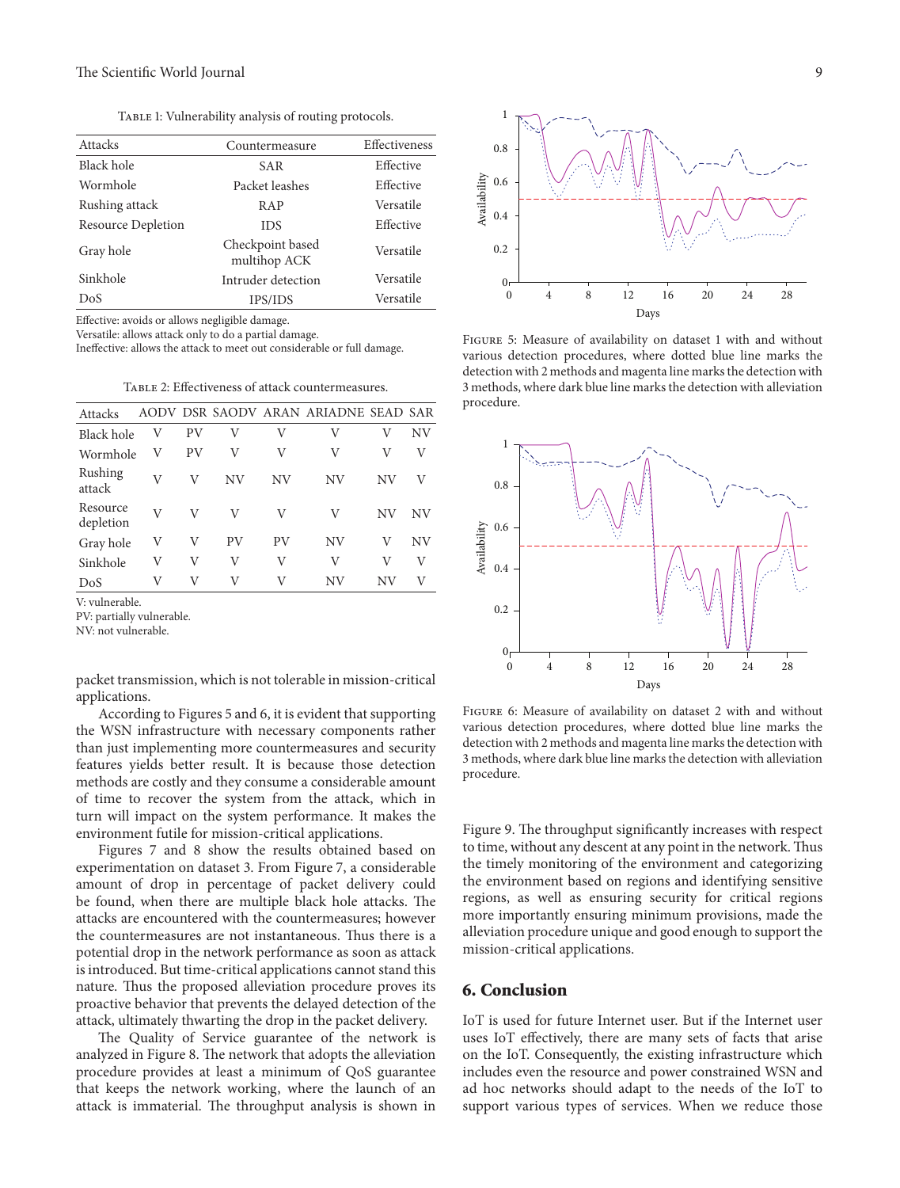Table 1: Vulnerability analysis of routing protocols.

| Attacks | Countermeasure | Effectiveness |
|---|---|---|
| Black hole | SAR | Effective |
| Wormhole | Packet leashes | Effective |
| Rushing attack | RAP | Versatile |
| Resource Depletion | IDS | Effective |
| Gray hole | Checkpoint based multihop ACK | Versatile |
| Sinkhole | Intruder detection | Versatile |
| DoS | IPS/IDS | Versatile |

Effective: avoids or allows negligible damage.
Versatile: allows attack only to do a partial damage.
Ineffective: allows the attack to meet out considerable or full damage.

Table 2: Effectiveness of attack countermeasures.

| Attacks | AODV | DSR | SAODV | ARAN | ARIADNE | SEAD | SAR |
|---|---|---|---|---|---|---|---|
| Black hole | V | PV | V | V | V | V | NV |
| Wormhole | V | PV | V | V | V | V | V |
| Rushing attack | V | V | NV | NV | NV | NV | V |
| Resource depletion | V | V | V | V | V | NV | NV |
| Gray hole | V | V | PV | PV | NV | V | NV |
| Sinkhole | V | V | V | V | V | V | V |
| DoS | V | V | V | V | NV | NV | V |

V: vulnerable.
PV: partially vulnerable.
NV: not vulnerable.

packet transmission, which is not tolerable in mission-critical applications.

According to Figures 5 and 6, it is evident that supporting the WSN infrastructure with necessary components rather than just implementing more countermeasures and security features yields better result. It is because those detection methods are costly and they consume a considerable amount of time to recover the system from the attack, which in turn will impact on the system performance. It makes the environment futile for mission-critical applications.

Figures 7 and 8 show the results obtained based on experimentation on dataset 3. From Figure 7, a considerable amount of drop in percentage of packet delivery could be found, when there are multiple black hole attacks. The attacks are encountered with the countermeasures; however the countermeasures are not instantaneous. Thus there is a potential drop in the network performance as soon as attack is introduced. But time-critical applications cannot stand this nature. Thus the proposed alleviation procedure proves its proactive behavior that prevents the delayed detection of the attack, ultimately thwarting the drop in the packet delivery.

The Quality of Service guarantee of the network is analyzed in Figure 8. The network that adopts the alleviation procedure provides at least a minimum of QoS guarantee that keeps the network working, where the launch of an attack is immaterial. The throughput analysis is shown in

Figure 5: Measure of availability on dataset 1 with and without various detection procedures, where dotted blue line marks the detection with 2 methods and magenta line marks the detection with 3 methods, where dark blue line marks the detection with alleviation procedure.

Figure 6: Measure of availability on dataset 2 with and without various detection procedures, where dotted blue line marks the detection with 2 methods and magenta line marks the detection with 3 methods, where dark blue line marks the detection with alleviation procedure.

Figure 9. The throughput significantly increases with respect to time, without any descent at any point in the network. Thus the timely monitoring of the environment and categorizing the environment based on regions and identifying sensitive regions, as well as ensuring security for critical regions more importantly ensuring minimum provisions, made the alleviation procedure unique and good enough to support the mission-critical applications.

## 6. Conclusion

IoT is used for future Internet user. But if the Internet user uses IoT effectively, there are many sets of facts that arise on the IoT. Consequently, the existing infrastructure which includes even the resource and power constrained WSN and ad hoc networks should adapt to the needs of the IoT to support various types of services. When we reduce those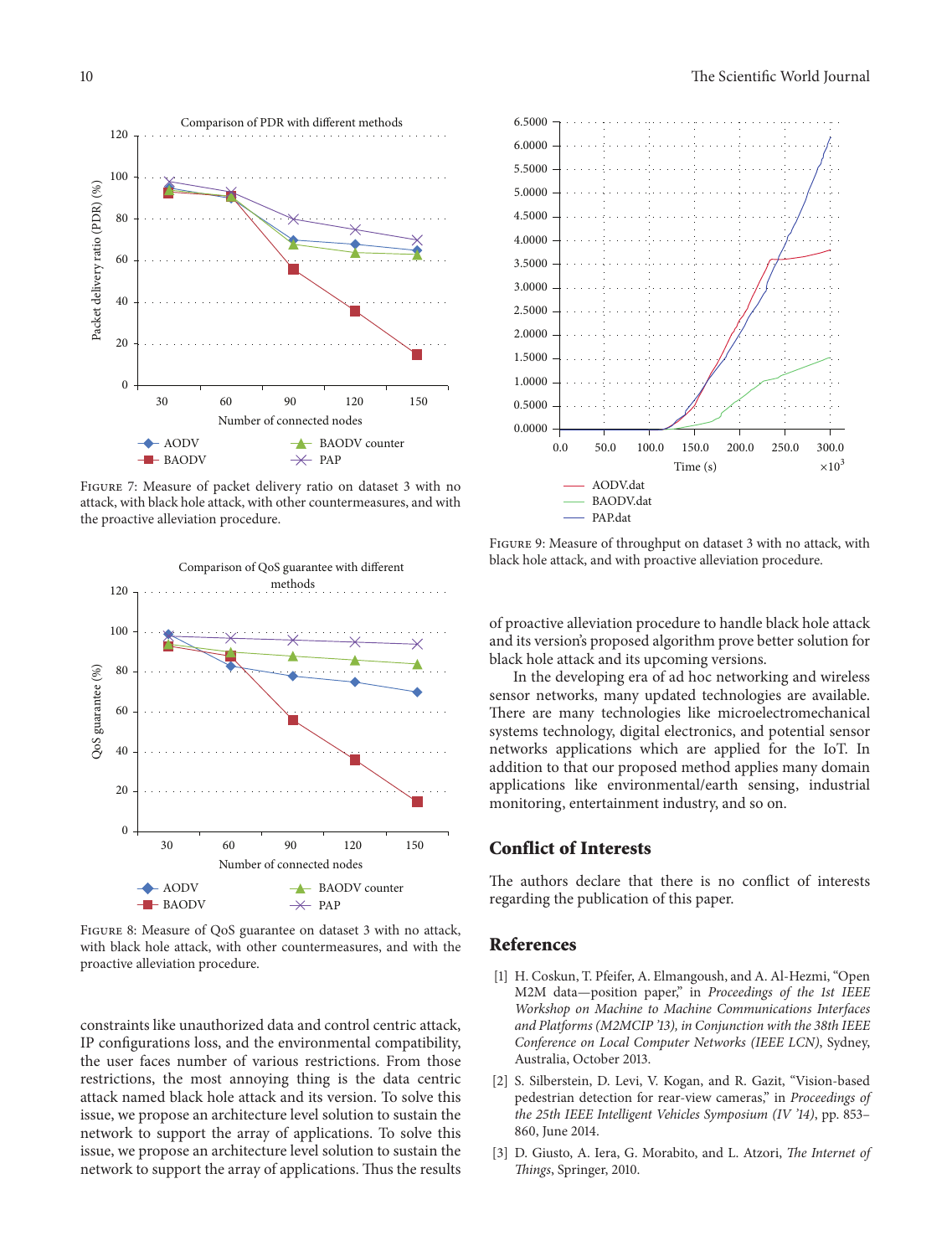Figure 7: Measure of packet delivery ratio on dataset 3 with no attack, with black hole attack, with other countermeasures, and with the proactive alleviation procedure.

Figure 8: Measure of QoS guarantee on dataset 3 with no attack, with black hole attack, with other countermeasures, and with the proactive alleviation procedure.

Figure 9: Measure of throughput on dataset 3 with no attack, with black hole attack, and with proactive alleviation procedure.

constraints like unauthorized data and control centric attack, IP configurations loss, and the environmental compatibility, the user faces number of various restrictions. From those restrictions, the most annoying thing is the data centric attack named black hole attack and its version. To solve this issue, we propose an architecture level solution to sustain the network to support the array of applications. To solve this issue, we propose an architecture level solution to sustain the network to support the array of applications. Thus the results of proactive alleviation procedure to handle black hole attack and its version's proposed algorithm prove better solution for black hole attack and its upcoming versions.

In the developing era of ad hoc networking and wireless sensor networks, many updated technologies are available. There are many technologies like microelectromechanical systems technology, digital electronics, and potential sensor networks applications which are applied for the IoT. In addition to that our proposed method applies many domain applications like environmental/earth sensing, industrial monitoring, entertainment industry, and so on.

## Conflict of Interests

The authors declare that there is no conflict of interests regarding the publication of this paper.

## References

[1] H. Coskun, T. Pfeifer, A. Elmangoush, and A. Al-Hezmi, "Open M2M data—position paper," in *Proceedings of the 1st IEEE Workshop on Machine to Machine Communications Interfaces and Platforms (M2MCIP '13), in Conjunction with the 38th IEEE Conference on Local Computer Networks (IEEE LCN)*, Sydney, Australia, October 2013.

[2] S. Silberstein, D. Levi, V. Kogan, and R. Gazit, "Vision-based pedestrian detection for rear-view cameras," in *Proceedings of the 25th IEEE Intelligent Vehicles Symposium (IV '14)*, pp. 853–860, June 2014.

[3] D. Giusto, A. Iera, G. Morabito, and L. Atzori, *The Internet of Things*, Springer, 2010.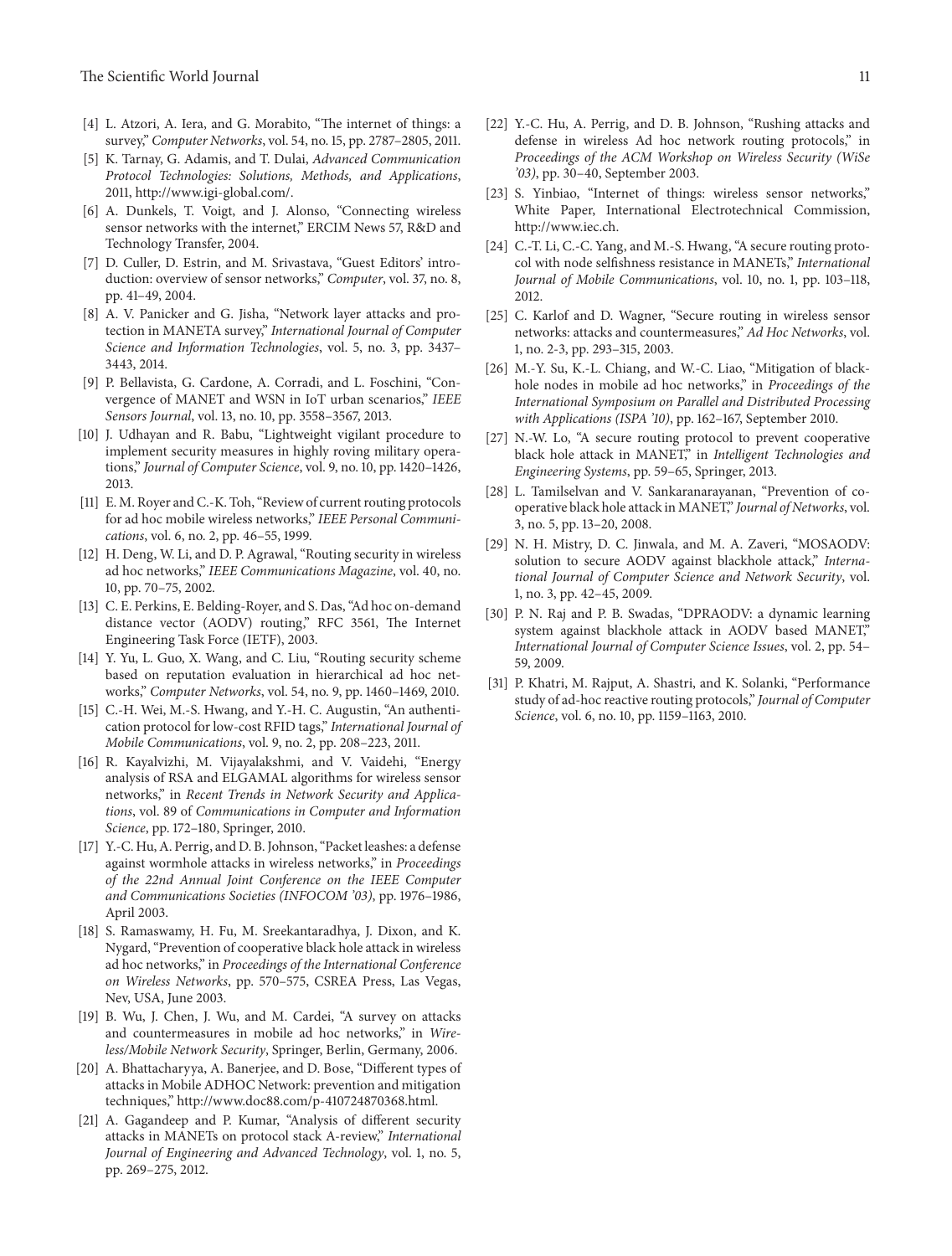[4] L. Atzori, A. Iera, and G. Morabito, "The internet of things: a survey," *Computer Networks*, vol. 54, no. 15, pp. 2787–2805, 2011.

[5] K. Tarnay, G. Adamis, and T. Dulai, *Advanced Communication Protocol Technologies: Solutions, Methods, and Applications*, 2011, http://www.igi-global.com/.

[6] A. Dunkels, T. Voigt, and J. Alonso, "Connecting wireless sensor networks with the internet," ERCIM News 57, R&D and Technology Transfer, 2004.

[7] D. Culler, D. Estrin, and M. Srivastava, "Guest Editors' introduction: overview of sensor networks," *Computer*, vol. 37, no. 8, pp. 41–49, 2004.

[8] A. V. Panicker and G. Jisha, "Network layer attacks and protection in MANETA survey," *International Journal of Computer Science and Information Technologies*, vol. 5, no. 3, pp. 3437–3443, 2014.

[9] P. Bellavista, G. Cardone, A. Corradi, and L. Foschini, "Convergence of MANET and WSN in IoT urban scenarios," *IEEE Sensors Journal*, vol. 13, no. 10, pp. 3558–3567, 2013.

[10] J. Udhayan and R. Babu, "Lightweight vigilant procedure to implement security measures in highly roving military operations," *Journal of Computer Science*, vol. 9, no. 10, pp. 1420–1426, 2013.

[11] E. M. Royer and C.-K. Toh, "Review of current routing protocols for ad hoc mobile wireless networks," *IEEE Personal Communications*, vol. 6, no. 2, pp. 46–55, 1999.

[12] H. Deng, W. Li, and D. P. Agrawal, "Routing security in wireless ad hoc networks," *IEEE Communications Magazine*, vol. 40, no. 10, pp. 70–75, 2002.

[13] C. E. Perkins, E. Belding-Royer, and S. Das, "Ad hoc on-demand distance vector (AODV) routing," RFC 3561, The Internet Engineering Task Force (IETF), 2003.

[14] Y. Yu, L. Guo, X. Wang, and C. Liu, "Routing security scheme based on reputation evaluation in hierarchical ad hoc networks," *Computer Networks*, vol. 54, no. 9, pp. 1460–1469, 2010.

[15] C.-H. Wei, M.-S. Hwang, and Y.-H. C. Augustin, "An authentication protocol for low-cost RFID tags," *International Journal of Mobile Communications*, vol. 9, no. 2, pp. 208–223, 2011.

[16] R. Kayalvizhi, M. Vijayalakshmi, and V. Vaidehi, "Energy analysis of RSA and ELGAMAL algorithms for wireless sensor networks," in *Recent Trends in Network Security and Applications*, vol. 89 of *Communications in Computer and Information Science*, pp. 172–180, Springer, 2010.

[17] Y.-C. Hu, A. Perrig, and D. B. Johnson, "Packet leashes: a defense against wormhole attacks in wireless networks," in *Proceedings of the 22nd Annual Joint Conference on the IEEE Computer and Communications Societies (INFOCOM '03)*, pp. 1976–1986, April 2003.

[18] S. Ramaswamy, H. Fu, M. Sreekantaradhya, J. Dixon, and K. Nygard, "Prevention of cooperative black hole attack in wireless ad hoc networks," in *Proceedings of the International Conference on Wireless Networks*, pp. 570–575, CSREA Press, Las Vegas, Nev, USA, June 2003.

[19] B. Wu, J. Chen, J. Wu, and M. Cardei, "A survey on attacks and countermeasures in mobile ad hoc networks," in *Wireless/Mobile Network Security*, Springer, Berlin, Germany, 2006.

[20] A. Bhattacharyya, A. Banerjee, and D. Bose, "Different types of attacks in Mobile ADHOC Network: prevention and mitigation techniques," http://www.doc88.com/p-410724870368.html.

[21] A. Gagandeep and P. Kumar, "Analysis of different security attacks in MANETs on protocol stack A-review," *International Journal of Engineering and Advanced Technology*, vol. 1, no. 5, pp. 269–275, 2012.

[22] Y.-C. Hu, A. Perrig, and D. B. Johnson, "Rushing attacks and defense in wireless Ad hoc network routing protocols," in *Proceedings of the ACM Workshop on Wireless Security (WiSe '03)*, pp. 30–40, September 2003.

[23] S. Yinbiao, "Internet of things: wireless sensor networks," White Paper, International Electrotechnical Commission, http://www.iec.ch.

[24] C.-T. Li, C.-C. Yang, and M.-S. Hwang, "A secure routing protocol with node selfishness resistance in MANETs," *International Journal of Mobile Communications*, vol. 10, no. 1, pp. 103–118, 2012.

[25] C. Karlof and D. Wagner, "Secure routing in wireless sensor networks: attacks and countermeasures," *Ad Hoc Networks*, vol. 1, no. 2-3, pp. 293–315, 2003.

[26] M.-Y. Su, K.-L. Chiang, and W.-C. Liao, "Mitigation of black-hole nodes in mobile ad hoc networks," in *Proceedings of the International Symposium on Parallel and Distributed Processing with Applications (ISPA '10)*, pp. 162–167, September 2010.

[27] N.-W. Lo, "A secure routing protocol to prevent cooperative black hole attack in MANET," in *Intelligent Technologies and Engineering Systems*, pp. 59–65, Springer, 2013.

[28] L. Tamilselvan and V. Sankaranarayanan, "Prevention of co-operative black hole attack in MANET," *Journal of Networks*, vol. 3, no. 5, pp. 13–20, 2008.

[29] N. H. Mistry, D. C. Jinwala, and M. A. Zaveri, "MOSAODV: solution to secure AODV against blackhole attack," *International Journal of Computer Science and Network Security*, vol. 1, no. 3, pp. 42–45, 2009.

[30] P. N. Raj and P. B. Swadas, "DPRAODV: a dynamic learning system against blackhole attack in AODV based MANET," *International Journal of Computer Science Issues*, vol. 2, pp. 54–59, 2009.

[31] P. Khatri, M. Rajput, A. Shastri, and K. Solanki, "Performance study of ad-hoc reactive routing protocols," *Journal of Computer Science*, vol. 6, no. 10, pp. 1159–1163, 2010.